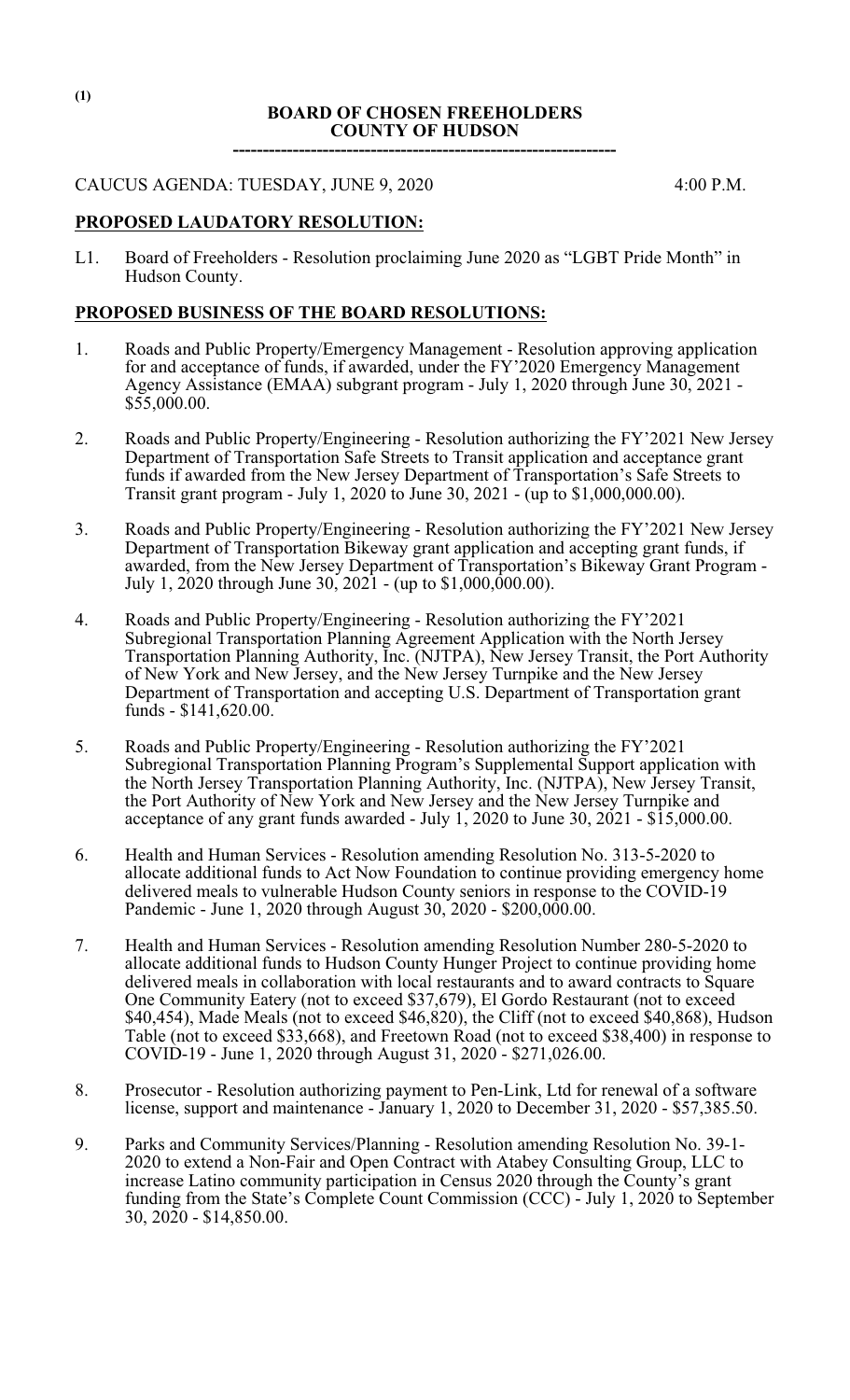(1)

# BOARD OF CHOSEN FREEHOLDERS
# COUNTY OF HUDSON

---

CAUCUS AGENDA: TUESDAY, JUNE 9, 2020 4:00 P.M.

## PROPOSED LAUDATORY RESOLUTION:

L1. Board of Freeholders - Resolution proclaiming June 2020 as "LGBT Pride Month" in Hudson County.

## PROPOSED BUSINESS OF THE BOARD RESOLUTIONS:

1. Roads and Public Property/Emergency Management - Resolution approving application for and acceptance of funds, if awarded, under the FY'2020 Emergency Management Agency Assistance (EMAA) subgrant program - July 1, 2020 through June 30, 2021 - $55,000.00.

2. Roads and Public Property/Engineering - Resolution authorizing the FY'2021 New Jersey Department of Transportation Safe Streets to Transit application and acceptance grant funds if awarded from the New Jersey Department of Transportation's Safe Streets to Transit grant program - July 1, 2020 to June 30, 2021 - (up to $1,000,000.00).

3. Roads and Public Property/Engineering - Resolution authorizing the FY'2021 New Jersey Department of Transportation Bikeway grant application and accepting grant funds, if awarded, from the New Jersey Department of Transportation's Bikeway Grant Program - July 1, 2020 through June 30, 2021 - (up to $1,000,000.00).

4. Roads and Public Property/Engineering - Resolution authorizing the FY'2021 Subregional Transportation Planning Agreement Application with the North Jersey Transportation Planning Authority, Inc. (NJTPA), New Jersey Transit, the Port Authority of New York and New Jersey, and the New Jersey Turnpike and the New Jersey Department of Transportation and accepting U.S. Department of Transportation grant funds - $141,620.00.

5. Roads and Public Property/Engineering - Resolution authorizing the FY'2021 Subregional Transportation Planning Program's Supplemental Support application with the North Jersey Transportation Planning Authority, Inc. (NJTPA), New Jersey Transit, the Port Authority of New York and New Jersey and the New Jersey Turnpike and acceptance of any grant funds awarded - July 1, 2020 to June 30, 2021 - $15,000.00.

6. Health and Human Services - Resolution amending Resolution No. 313-5-2020 to allocate additional funds to Act Now Foundation to continue providing emergency home delivered meals to vulnerable Hudson County seniors in response to the COVID-19 Pandemic - June 1, 2020 through August 30, 2020 - $200,000.00.

7. Health and Human Services - Resolution amending Resolution Number 280-5-2020 to allocate additional funds to Hudson County Hunger Project to continue providing home delivered meals in collaboration with local restaurants and to award contracts to Square One Community Eatery (not to exceed $37,679), El Gordo Restaurant (not to exceed $40,454), Made Meals (not to exceed $46,820), the Cliff (not to exceed $40,868), Hudson Table (not to exceed $33,668), and Freetown Road (not to exceed $38,400) in response to COVID-19 - June 1, 2020 through August 31, 2020 - $271,026.00.

8. Prosecutor - Resolution authorizing payment to Pen-Link, Ltd for renewal of a software license, support and maintenance - January 1, 2020 to December 31, 2020 - $57,385.50.

9. Parks and Community Services/Planning - Resolution amending Resolution No. 39-1-2020 to extend a Non-Fair and Open Contract with Atabey Consulting Group, LLC to increase Latino community participation in Census 2020 through the County's grant funding from the State's Complete Count Commission (CCC) - July 1, 2020 to September 30, 2020 - $14,850.00.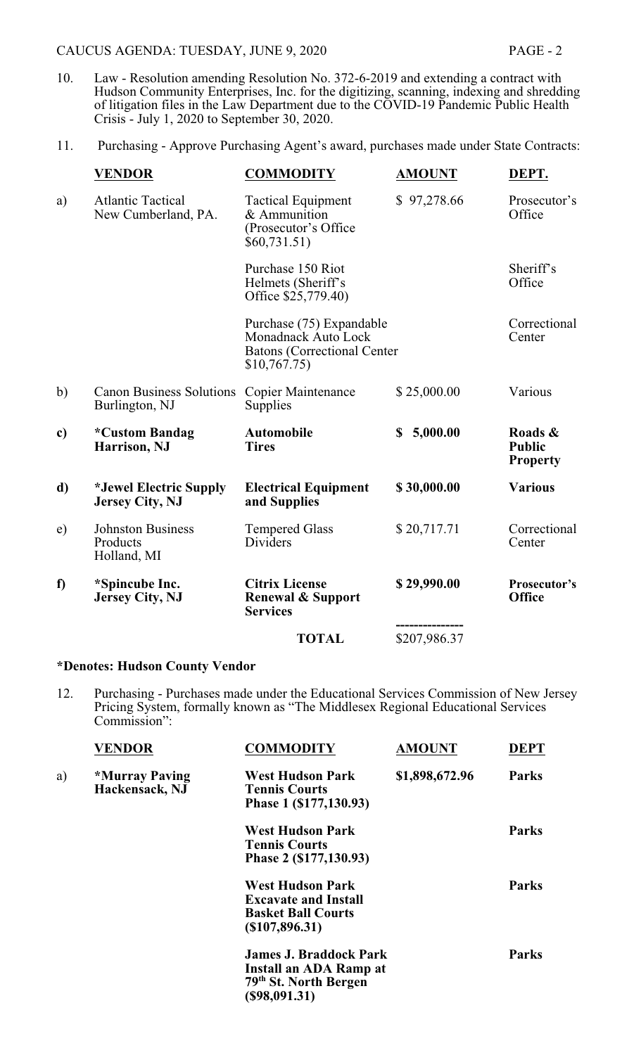10. Law - Resolution amending Resolution No. 372-6-2019 and extending a contract with Hudson Community Enterprises, Inc. for the digitizing, scanning, indexing and shredding of litigation files in the Law Department due to the COVID-19 Pandemic Public Health Crisis - July 1, 2020 to September 30, 2020.

11. Purchasing - Approve Purchasing Agent's award, purchases made under State Contracts:

| | VENDOR | COMMODITY | AMOUNT | DEPT. |
|---|---|---|---|---|
| a) | Atlantic Tactical New Cumberland, PA. | Tactical Equipment & Ammunition (Prosecutor's Office $60,731.51) | $ 97,278.66 | Prosecutor's Office |
| | | Purchase 150 Riot Helmets (Sheriff's Office $25,779.40) | | Sheriff's Office |
| | | Purchase (75) Expandable Monadnack Auto Lock Batons (Correctional Center $10,767.75) | | Correctional Center |
| b) | Canon Business Solutions Burlington, NJ | Copier Maintenance Supplies | $ 25,000.00 | Various |
| **c)** | **\*Custom Bandag Harrison, NJ** | **Automobile Tires** | **$ 5,000.00** | **Roads & Public Property** |
| **d)** | **\*Jewel Electric Supply Jersey City, NJ** | **Electrical Equipment and Supplies** | **$ 30,000.00** | **Various** |
| e) | Johnston Business Products Holland, MI | Tempered Glass Dividers | $ 20,717.71 | Correctional Center |
| **f)** | **\*Spincube Inc. Jersey City, NJ** | **Citrix License Renewal & Support Services** | **$ 29,990.00** | **Prosecutor's Office** |
| | | **TOTAL** | $207,986.37 | |

**\*Denotes: Hudson County Vendor**

12. Purchasing - Purchases made under the Educational Services Commission of New Jersey Pricing System, formally known as "The Middlesex Regional Educational Services Commission":

| | VENDOR | COMMODITY | AMOUNT | DEPT |
|---|---|---|---|---|
| a) | **\*Murray Paving Hackensack, NJ** | **West Hudson Park Tennis Courts Phase 1 ($177,130.93)** | **$1,898,672.96** | **Parks** |
| | | **West Hudson Park Tennis Courts Phase 2 ($177,130.93)** | | **Parks** |
| | | **West Hudson Park Excavate and Install Basket Ball Courts ($107,896.31)** | | **Parks** |
| | | **James J. Braddock Park Install an ADA Ramp at 79th St. North Bergen ($98,091.31)** | | **Parks** |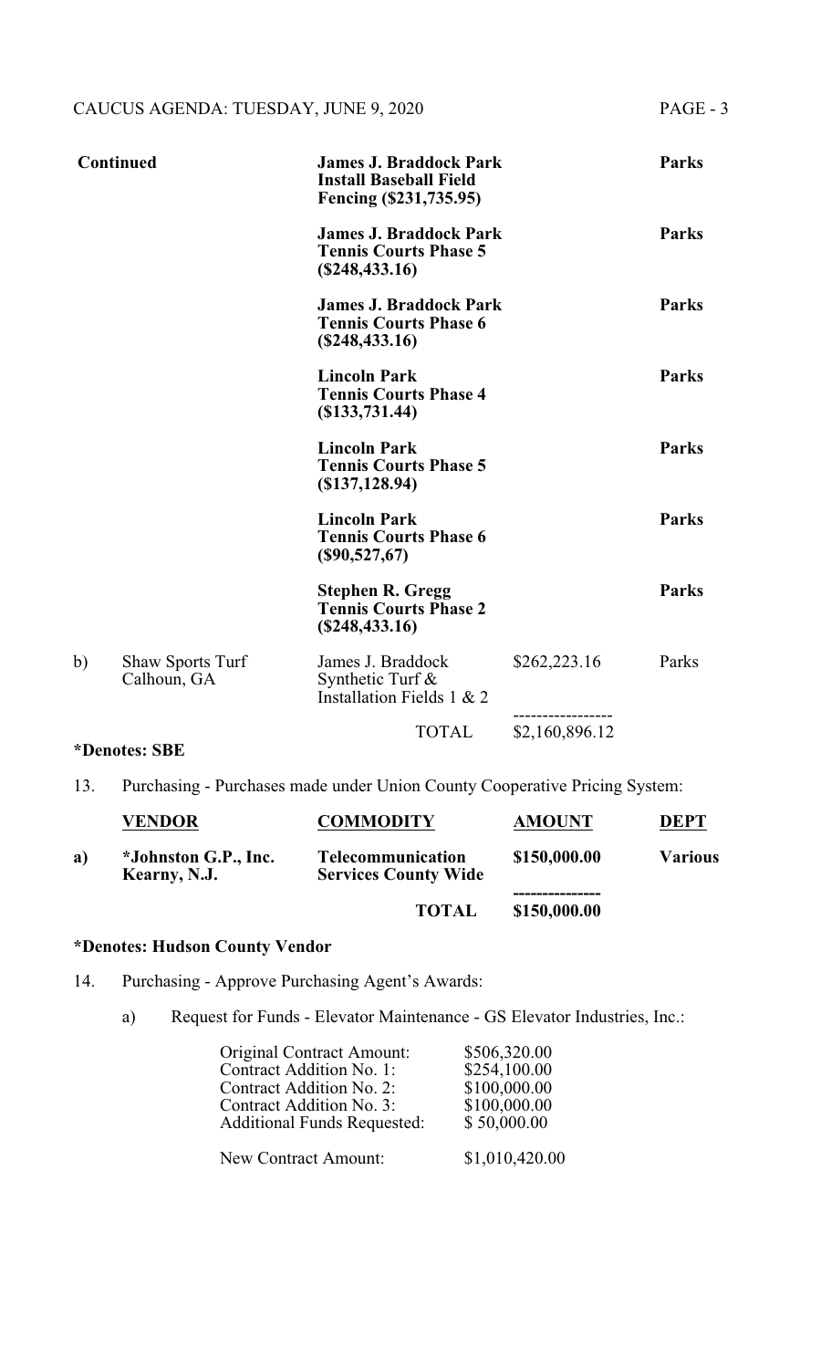| | | | | |
|---|---|---|---|---|
| **Continued** | | **James J. Braddock Park Install Baseball Field Fencing ($231,735.95)** | | **Parks** |
| | | **James J. Braddock Park Tennis Courts Phase 5 ($248,433.16)** | | **Parks** |
| | | **James J. Braddock Park Tennis Courts Phase 6 ($248,433.16)** | | **Parks** |
| | | **Lincoln Park Tennis Courts Phase 4 ($133,731.44)** | | **Parks** |
| | | **Lincoln Park Tennis Courts Phase 5 ($137,128.94)** | | **Parks** |
| | | **Lincoln Park Tennis Courts Phase 6 ($90,527,67)** | | **Parks** |
| | | **Stephen R. Gregg Tennis Courts Phase 2 ($248,433.16)** | | **Parks** |
| b) | Shaw Sports Turf Calhoun, GA | James J. Braddock Synthetic Turf & Installation Fields 1 & 2 | $262,223.16 | Parks |
| | | TOTAL | $2,160,896.12 | |

**\*Denotes: SBE**

13. Purchasing - Purchases made under Union County Cooperative Pricing System:

| | **VENDOR** | **COMMODITY** | **AMOUNT** | **DEPT** |
|---|---|---|---|---|
| **a)** | **\*Johnston G.P., Inc. Kearny, N.J.** | **Telecommunication Services County Wide** | **$150,000.00** | **Various** |
| | | **TOTAL** | **$150,000.00** | |

**\*Denotes: Hudson County Vendor**

14. Purchasing - Approve Purchasing Agent's Awards:

    a) Request for Funds - Elevator Maintenance - GS Elevator Industries, Inc.:

| | |
|---|---|
| Original Contract Amount: | $506,320.00 |
| Contract Addition No. 1: | $254,100.00 |
| Contract Addition No. 2: | $100,000.00 |
| Contract Addition No. 3: | $100,000.00 |
| Additional Funds Requested: | $ 50,000.00 |
| New Contract Amount: | $1,010,420.00 |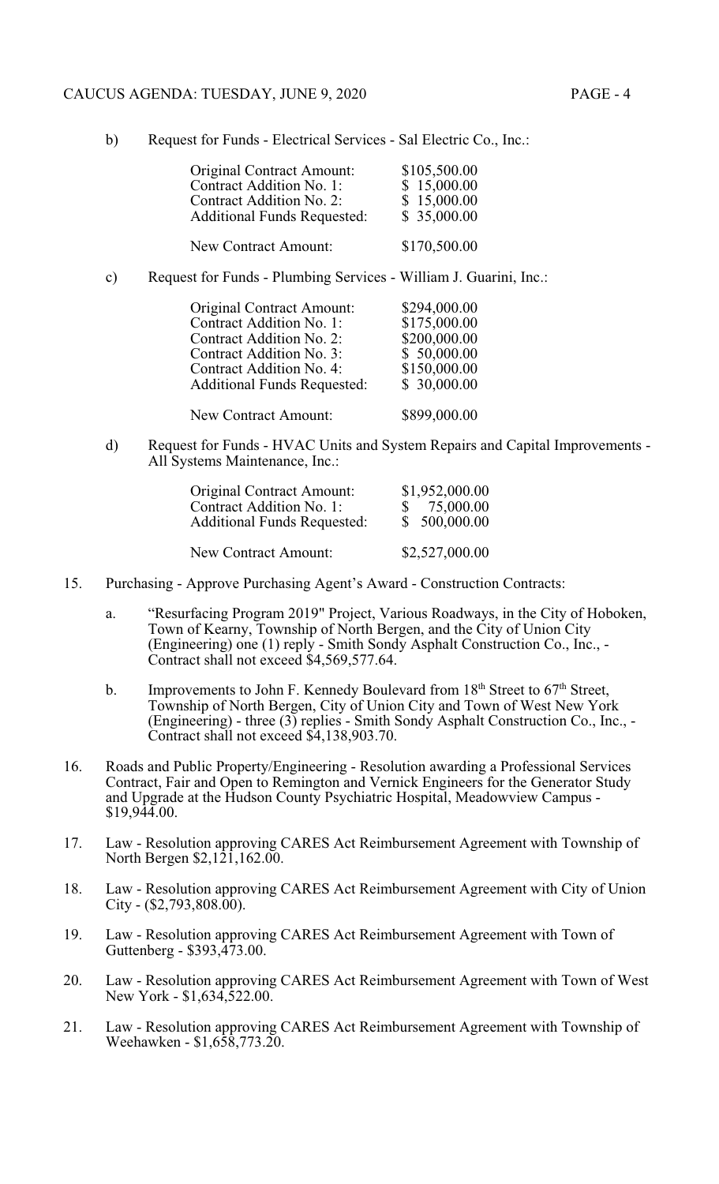b) Request for Funds - Electrical Services - Sal Electric Co., Inc.:

| | |
|---|---|
| Original Contract Amount: | $105,500.00 |
| Contract Addition No. 1: | $ 15,000.00 |
| Contract Addition No. 2: | $ 15,000.00 |
| Additional Funds Requested: | $ 35,000.00 |
| New Contract Amount: | $170,500.00 |

c) Request for Funds - Plumbing Services - William J. Guarini, Inc.:

| | |
|---|---|
| Original Contract Amount: | $294,000.00 |
| Contract Addition No. 1: | $175,000.00 |
| Contract Addition No. 2: | $200,000.00 |
| Contract Addition No. 3: | $ 50,000.00 |
| Contract Addition No. 4: | $150,000.00 |
| Additional Funds Requested: | $ 30,000.00 |
| New Contract Amount: | $899,000.00 |

d) Request for Funds - HVAC Units and System Repairs and Capital Improvements - All Systems Maintenance, Inc.:

| | |
|---|---|
| Original Contract Amount: | $1,952,000.00 |
| Contract Addition No. 1: | $ 75,000.00 |
| Additional Funds Requested: | $ 500,000.00 |
| New Contract Amount: | $2,527,000.00 |

15. Purchasing - Approve Purchasing Agent's Award - Construction Contracts:

    a. "Resurfacing Program 2019" Project, Various Roadways, in the City of Hoboken, Town of Kearny, Township of North Bergen, and the City of Union City (Engineering) one (1) reply - Smith Sondy Asphalt Construction Co., Inc., - Contract shall not exceed $4,569,577.64.

    b. Improvements to John F. Kennedy Boulevard from 18th Street to 67th Street, Township of North Bergen, City of Union City and Town of West New York (Engineering) - three (3) replies - Smith Sondy Asphalt Construction Co., Inc., - Contract shall not exceed $4,138,903.70.

16. Roads and Public Property/Engineering - Resolution awarding a Professional Services Contract, Fair and Open to Remington and Vernick Engineers for the Generator Study and Upgrade at the Hudson County Psychiatric Hospital, Meadowview Campus - $19,944.00.

17. Law - Resolution approving CARES Act Reimbursement Agreement with Township of North Bergen $2,121,162.00.

18. Law - Resolution approving CARES Act Reimbursement Agreement with City of Union City - ($2,793,808.00).

19. Law - Resolution approving CARES Act Reimbursement Agreement with Town of Guttenberg - $393,473.00.

20. Law - Resolution approving CARES Act Reimbursement Agreement with Town of West New York - $1,634,522.00.

21. Law - Resolution approving CARES Act Reimbursement Agreement with Township of Weehawken - $1,658,773.20.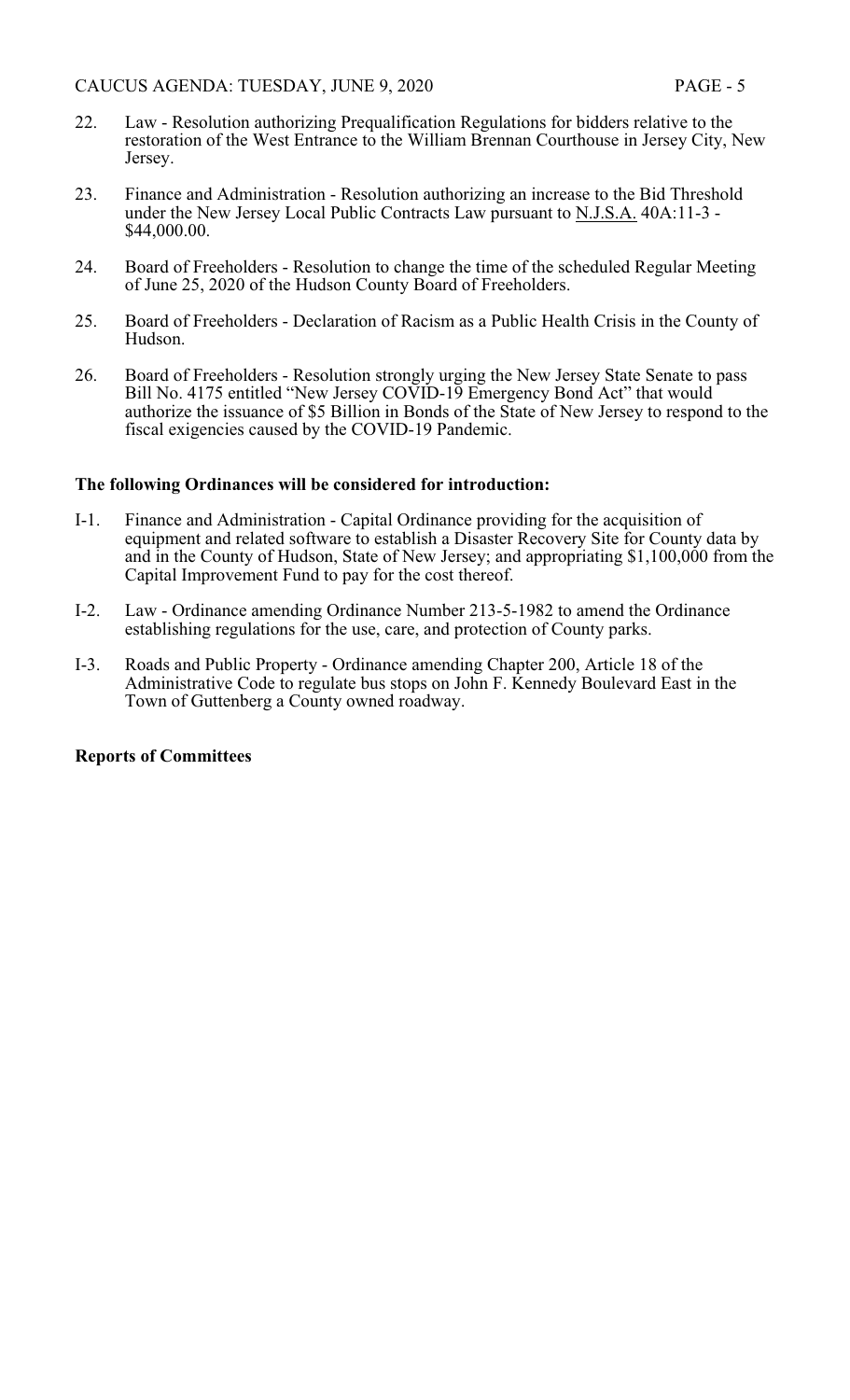22. Law - Resolution authorizing Prequalification Regulations for bidders relative to the restoration of the West Entrance to the William Brennan Courthouse in Jersey City, New Jersey.

23. Finance and Administration - Resolution authorizing an increase to the Bid Threshold under the New Jersey Local Public Contracts Law pursuant to N.J.S.A. 40A:11-3 - $44,000.00.

24. Board of Freeholders - Resolution to change the time of the scheduled Regular Meeting of June 25, 2020 of the Hudson County Board of Freeholders.

25. Board of Freeholders - Declaration of Racism as a Public Health Crisis in the County of Hudson.

26. Board of Freeholders - Resolution strongly urging the New Jersey State Senate to pass Bill No. 4175 entitled "New Jersey COVID-19 Emergency Bond Act" that would authorize the issuance of $5 Billion in Bonds of the State of New Jersey to respond to the fiscal exigencies caused by the COVID-19 Pandemic.

**The following Ordinances will be considered for introduction:**

I-1. Finance and Administration - Capital Ordinance providing for the acquisition of equipment and related software to establish a Disaster Recovery Site for County data by and in the County of Hudson, State of New Jersey; and appropriating $1,100,000 from the Capital Improvement Fund to pay for the cost thereof.

I-2. Law - Ordinance amending Ordinance Number 213-5-1982 to amend the Ordinance establishing regulations for the use, care, and protection of County parks.

I-3. Roads and Public Property - Ordinance amending Chapter 200, Article 18 of the Administrative Code to regulate bus stops on John F. Kennedy Boulevard East in the Town of Guttenberg a County owned roadway.

**Reports of Committees**